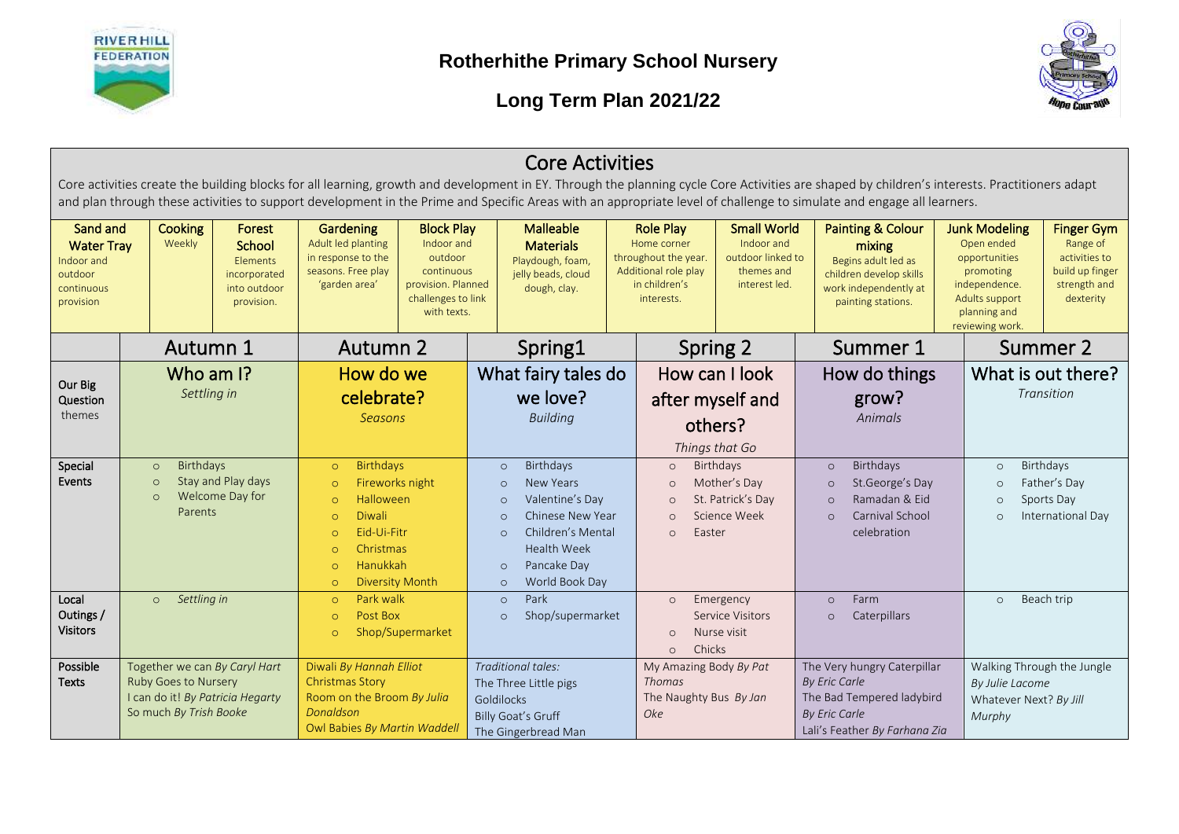# Rotherhithe Primary School Nursery

## Long Term Plan 2021/22

## Core Activities

Core activities create the building blocks for all learning, growth and development in EY. Through the planning cycle Core Activities are shaped by children's interests. Practitioners adapt and plan through these activities to support development in the Prime and Specific Areas with an appropriate level of challenge to simulate and engage all learners.

| **Sand and Water Tray** | **Cooking** | **Forest School** | **Gardening** | **Block Play** | **Malleable Materials** | **Role Play** | **Small World** | **Painting & Colour mixing** | **Junk Modeling** | **Finger Gym** |
|---|---|---|---|---|---|---|---|---|---|---|
| Indoor and outdoor continuous provision | Weekly | Elements incorporated into outdoor provision. | Adult led planting in response to the seasons. Free play 'garden area' | Indoor and outdoor continuous provision. Planned challenges to link with texts. | Playdough, foam, jelly beads, cloud dough, clay. | Home corner throughout the year. Additional role play in children's interests. | Indoor and outdoor linked to themes and interest led. | Begins adult led as children develop skills work independently at painting stations. | Open ended opportunities promoting independence. Adults support planning and reviewing work. | Range of activities to build up finger strength and dexterity |

| | Autumn 1 | Autumn 2 | Spring1 | Spring 2 | Summer 1 | Summer 2 |
|---|---|---|---|---|---|---|
| **Our Big Question** themes | Who am I? *Settling in* | How do we celebrate? *Seasons* | What fairy tales do we love? *Building* | How can I look after myself and others? *Things that Go* | How do things grow? *Animals* | What is out there? *Transition* |
| **Special Events** | ○ Birthdays<br>○ Stay and Play days<br>○ Welcome Day for Parents | ○ Birthdays<br>○ Fireworks night<br>○ Halloween<br>○ Diwali<br>○ Eid-Ui-Fitr<br>○ Christmas<br>○ Hanukkah<br>○ Diversity Month | ○ Birthdays<br>○ New Years<br>○ Valentine's Day<br>○ Chinese New Year<br>○ Children's Mental Health Week<br>○ Pancake Day<br>○ World Book Day | ○ Birthdays<br>○ Mother's Day<br>○ St. Patrick's Day<br>○ Science Week<br>○ Easter | ○ Birthdays<br>○ St.George's Day<br>○ Ramadan & Eid<br>○ Carnival School celebration | ○ Birthdays<br>○ Father's Day<br>○ Sports Day<br>○ International Day |
| **Local Outings / Visitors** | ○ *Settling in* | ○ Park walk<br>○ Post Box<br>○ Shop/Supermarket | ○ Park<br>○ Shop/supermarket | ○ Emergency Service Visitors<br>○ Nurse visit<br>○ Chicks | ○ Farm<br>○ Caterpillars | ○ Beach trip |
| **Possible Texts** | Together we can *By Caryl Hart*<br>Ruby Goes to Nursery<br>I can do it! *By Patricia Hegarty*<br>So much *By Trish Booke* | Diwali *By Hannah Elliot*<br>Christmas Story<br>Room on the Broom *By Julia Donaldson*<br>Owl Babies *By Martin Waddell* | *Traditional tales:*<br>The Three Little pigs<br>Goldilocks<br>Billy Goat's Gruff<br>The Gingerbread Man | My Amazing Body *By Pat Thomas*<br>The Naughty Bus *By Jan Oke* | The Very hungry Caterpillar *By Eric Carle*<br>The Bad Tempered ladybird *By Eric Carle*<br>Lali's Feather *By Farhana Zia* | Walking Through the Jungle *By Julie Lacome*<br>Whatever Next? *By Jill Murphy* |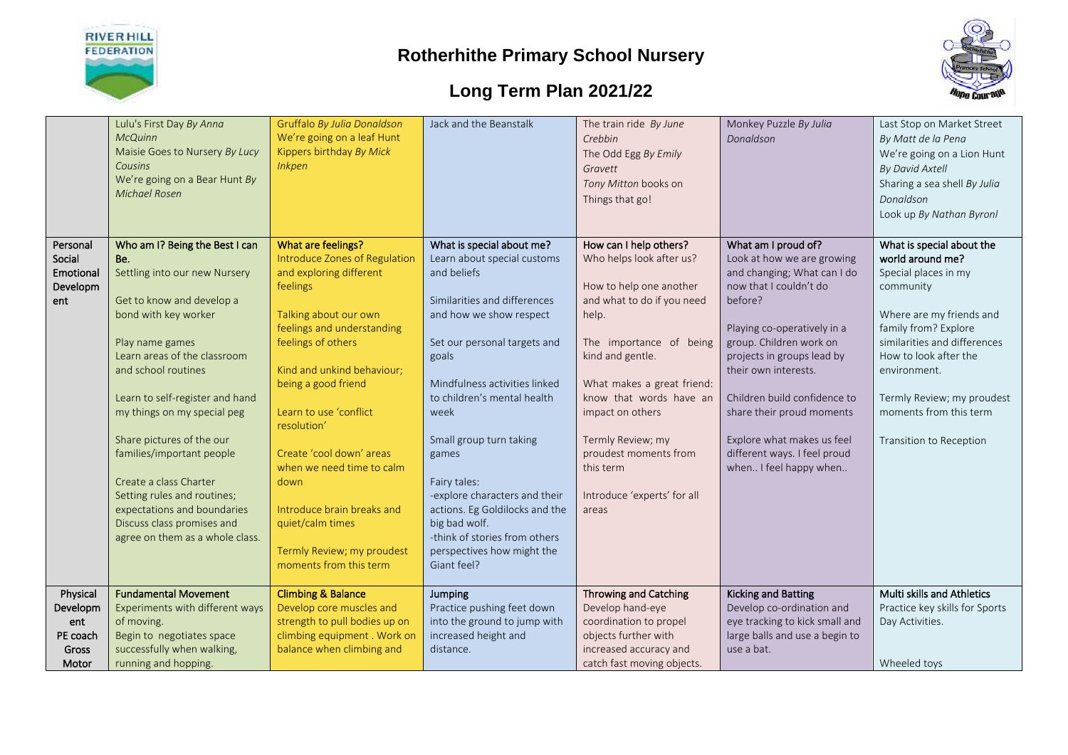# Rotherhithe Primary School Nursery

## Long Term Plan 2021/22

| | | | | | | |
|---|---|---|---|---|---|---|
| | Lulu's First Day *By Anna McQuinn*<br>Maisie Goes to Nursery *By Lucy Cousins*<br>We're going on a Bear Hunt *By Michael Rosen* | Gruffalo *By Julia Donaldson*<br>We're going on a leaf Hunt<br>Kippers birthday *By Mick Inkpen* | Jack and the Beanstalk | The train ride *By June Crebbin*<br>The Odd Egg *By Emily Gravett*<br>*Tony Mitton* books on Things that go! | Monkey Puzzle *By Julia Donaldson* | Last Stop on Market Street *By Matt de la Pena*<br>We're going on a Lion Hunt *By David Axtell*<br>Sharing a sea shell *By Julia Donaldson*<br>Look up *By Nathan Byronl* |
| Personal Social Emotional Development | **Who am I? Being the Best I can Be.**<br>Settling into our new Nursery<br><br>Get to know and develop a bond with key worker<br><br>Play name games<br>Learn areas of the classroom and school routines<br><br>Learn to self-register and hand my things on my special peg<br><br>Share pictures of the our families/important people<br><br>Create a class Charter<br>Setting rules and routines; expectations and boundaries<br>Discuss class promises and agree on them as a whole class. | **What are feelings?**<br>Introduce Zones of Regulation and exploring different feelings<br><br>Talking about our own feelings and understanding feelings of others<br><br>Kind and unkind behaviour; being a good friend<br><br>Learn to use 'conflict resolution'<br><br>Create 'cool down' areas when we need time to calm down<br><br>Introduce brain breaks and quiet/calm times<br><br>Termly Review; my proudest moments from this term | **What is special about me?**<br>Learn about special customs and beliefs<br><br>Similarities and differences and how we show respect<br><br>Set our personal targets and goals<br><br>Mindfulness activities linked to children's mental health week<br><br>Small group turn taking games<br><br>Fairy tales:<br>-explore characters and their actions. Eg Goldilocks and the big bad wolf.<br>-think of stories from others perspectives how might the Giant feel? | **How can I help others?**<br>Who helps look after us?<br><br>How to help one another and what to do if you need help.<br><br>The importance of being kind and gentle.<br><br>What makes a great friend: know that words have an impact on others<br><br>Termly Review; my proudest moments from this term<br><br>Introduce 'experts' for all areas | **What am I proud of?**<br>Look at how we are growing and changing; What can I do now that I couldn't do before?<br><br>Playing co-operatively in a group. Children work on projects in groups lead by their own interests.<br><br>Children build confidence to share their proud moments<br><br>Explore what makes us feel different ways. I feel proud when.. I feel happy when.. | **What is special about the world around me?**<br>Special places in my community<br><br>Where are my friends and family from? Explore similarities and differences<br>How to look after the environment.<br><br>Termly Review; my proudest moments from this term<br><br>Transition to Reception |
| Physical Development PE coach Gross Motor | **Fundamental Movement**<br>Experiments with different ways of moving.<br>Begin to negotiates space successfully when walking, running and hopping. | **Climbing & Balance**<br>Develop core muscles and strength to pull bodies up on climbing equipment . Work on balance when climbing and | **Jumping**<br>Practice pushing feet down into the ground to jump with increased height and distance. | **Throwing and Catching**<br>Develop hand-eye coordination to propel objects further with increased accuracy and catch fast moving objects. | **Kicking and Batting**<br>Develop co-ordination and eye tracking to kick small and large balls and use a begin to use a bat. | **Multi skills and Athletics**<br>Practice key skills for Sports Day Activities.<br><br>Wheeled toys |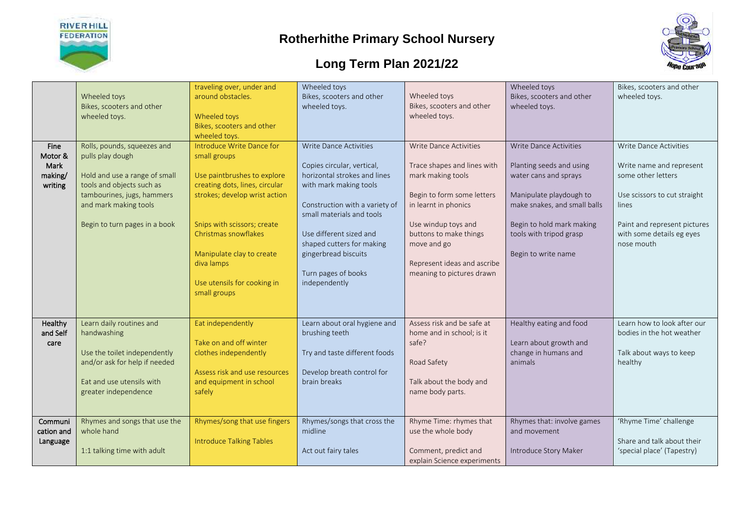# Rotherhithe Primary School Nursery

## Long Term Plan 2021/22

| | | | | | | |
|---|---|---|---|---|---|---|
| | Wheeled toys<br>Bikes, scooters and other wheeled toys. | traveling over, under and around obstacles.<br><br>Wheeled toys<br>Bikes, scooters and other wheeled toys. | Wheeled toys<br>Bikes, scooters and other wheeled toys. | Wheeled toys<br>Bikes, scooters and other wheeled toys. | Wheeled toys<br>Bikes, scooters and other wheeled toys. | Bikes, scooters and other wheeled toys. |
| **Fine Motor & Mark making/ writing** | Rolls, pounds, squeezes and pulls play dough<br><br>Hold and use a range of small tools and objects such as tambourines, jugs, hammers and mark making tools<br><br>Begin to turn pages in a book | Introduce Write Dance for small groups<br><br>Use paintbrushes to explore creating dots, lines, circular strokes; develop wrist action<br><br>Snips with scissors; create Christmas snowflakes<br><br>Manipulate clay to create diva lamps<br><br>Use utensils for cooking in small groups | Write Dance Activities<br><br>Copies circular, vertical, horizontal strokes and lines with mark making tools<br><br>Construction with a variety of small materials and tools<br><br>Use different sized and shaped cutters for making gingerbread biscuits<br><br>Turn pages of books independently | Write Dance Activities<br><br>Trace shapes and lines with mark making tools<br><br>Begin to form some letters in learnt in phonics<br><br>Use windup toys and buttons to make things move and go<br><br>Represent ideas and ascribe meaning to pictures drawn | Write Dance Activities<br><br>Planting seeds and using water cans and sprays<br><br>Manipulate playdough to make snakes, and small balls<br><br>Begin to hold mark making tools with tripod grasp<br><br>Begin to write name | Write Dance Activities<br><br>Write name and represent some other letters<br><br>Use scissors to cut straight lines<br><br>Paint and represent pictures with some details eg eyes nose mouth |
| **Healthy and Self care** | Learn daily routines and handwashing<br><br>Use the toilet independently and/or ask for help if needed<br><br>Eat and use utensils with greater independence | Eat independently<br><br>Take on and off winter clothes independently<br><br>Assess risk and use resources and equipment in school safely | Learn about oral hygiene and brushing teeth<br><br>Try and taste different foods<br><br>Develop breath control for brain breaks | Assess risk and be safe at home and in school; is it safe?<br><br>Road Safety<br><br>Talk about the body and name body parts. | Healthy eating and food<br><br>Learn about growth and change in humans and animals | Learn how to look after our bodies in the hot weather<br><br>Talk about ways to keep healthy |
| **Communication and Language** | Rhymes and songs that use the whole hand<br><br>1:1 talking time with adult | Rhymes/song that use fingers<br><br>Introduce Talking Tables | Rhymes/songs that cross the midline<br><br>Act out fairy tales | Rhyme Time: rhymes that use the whole body<br><br>Comment, predict and explain Science experiments | Rhymes that: involve games and movement<br><br>Introduce Story Maker | 'Rhyme Time' challenge<br><br>Share and talk about their 'special place' (Tapestry) |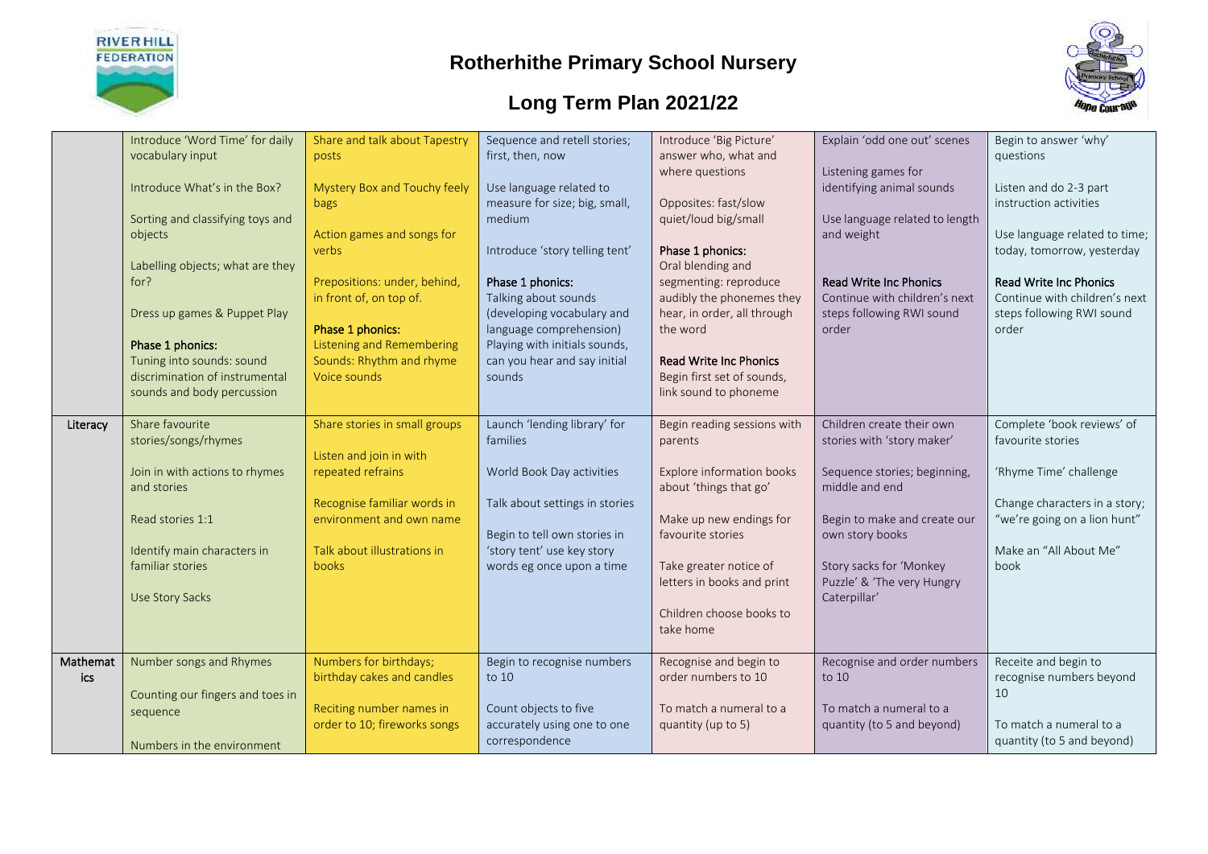# Rotherhithe Primary School Nursery

## Long Term Plan 2021/22

| | | | | | | |
|---|---|---|---|---|---|---|
| | Introduce 'Word Time' for daily vocabulary input<br><br>Introduce What's in the Box?<br><br>Sorting and classifying toys and objects<br><br>Labelling objects; what are they for?<br><br>Dress up games & Puppet Play<br><br>**Phase 1 phonics:**<br>Tuning into sounds: sound discrimination of instrumental sounds and body percussion | Share and talk about Tapestry posts<br><br>Mystery Box and Touchy feely bags<br><br>Action games and songs for verbs<br><br>Prepositions: under, behind, in front of, on top of.<br><br>**Phase 1 phonics:**<br>Listening and Remembering Sounds: Rhythm and rhyme Voice sounds | Sequence and retell stories; first, then, now<br><br>Use language related to measure for size; big, small, medium<br><br>Introduce 'story telling tent'<br><br>**Phase 1 phonics:**<br>Talking about sounds (developing vocabulary and language comprehension) Playing with initials sounds, can you hear and say initial sounds | Introduce 'Big Picture' answer who, what and where questions<br><br>Opposites: fast/slow quiet/loud big/small<br><br>**Phase 1 phonics:**<br>Oral blending and segmenting: reproduce audibly the phonemes they hear, in order, all through the word<br><br>**Read Write Inc Phonics**<br>Begin first set of sounds, link sound to phoneme | Explain 'odd one out' scenes<br><br>Listening games for identifying animal sounds<br><br>Use language related to length and weight<br><br>**Read Write Inc Phonics**<br>Continue with children's next steps following RWI sound order | Begin to answer 'why' questions<br><br>Listen and do 2-3 part instruction activities<br><br>Use language related to time; today, tomorrow, yesterday<br><br>**Read Write Inc Phonics**<br>Continue with children's next steps following RWI sound order |
| **Literacy** | Share favourite stories/songs/rhymes<br><br>Join in with actions to rhymes and stories<br><br>Read stories 1:1<br><br>Identify main characters in familiar stories<br><br>Use Story Sacks | Share stories in small groups<br><br>Listen and join in with repeated refrains<br><br>Recognise familiar words in environment and own name<br><br>Talk about illustrations in books | Launch 'lending library' for families<br><br>World Book Day activities<br><br>Talk about settings in stories<br><br>Begin to tell own stories in 'story tent' use key story words eg once upon a time | Begin reading sessions with parents<br><br>Explore information books about 'things that go'<br><br>Make up new endings for favourite stories<br><br>Take greater notice of letters in books and print<br><br>Children choose books to take home | Children create their own stories with 'story maker'<br><br>Sequence stories; beginning, middle and end<br><br>Begin to make and create our own story books<br><br>Story sacks for 'Monkey Puzzle' & 'The very Hungry Caterpillar' | Complete 'book reviews' of favourite stories<br><br>'Rhyme Time' challenge<br><br>Change characters in a story; "we're going on a lion hunt"<br><br>Make an "All About Me" book |
| **Mathematics** | Number songs and Rhymes<br><br>Counting our fingers and toes in sequence<br><br>Numbers in the environment | Numbers for birthdays; birthday cakes and candles<br><br>Reciting number names in order to 10; fireworks songs | Begin to recognise numbers to 10<br><br>Count objects to five accurately using one to one correspondence | Recognise and begin to order numbers to 10<br><br>To match a numeral to a quantity (up to 5) | Recognise and order numbers to 10<br><br>To match a numeral to a quantity (to 5 and beyond) | Receite and begin to recognise numbers beyond 10<br><br>To match a numeral to a quantity (to 5 and beyond) |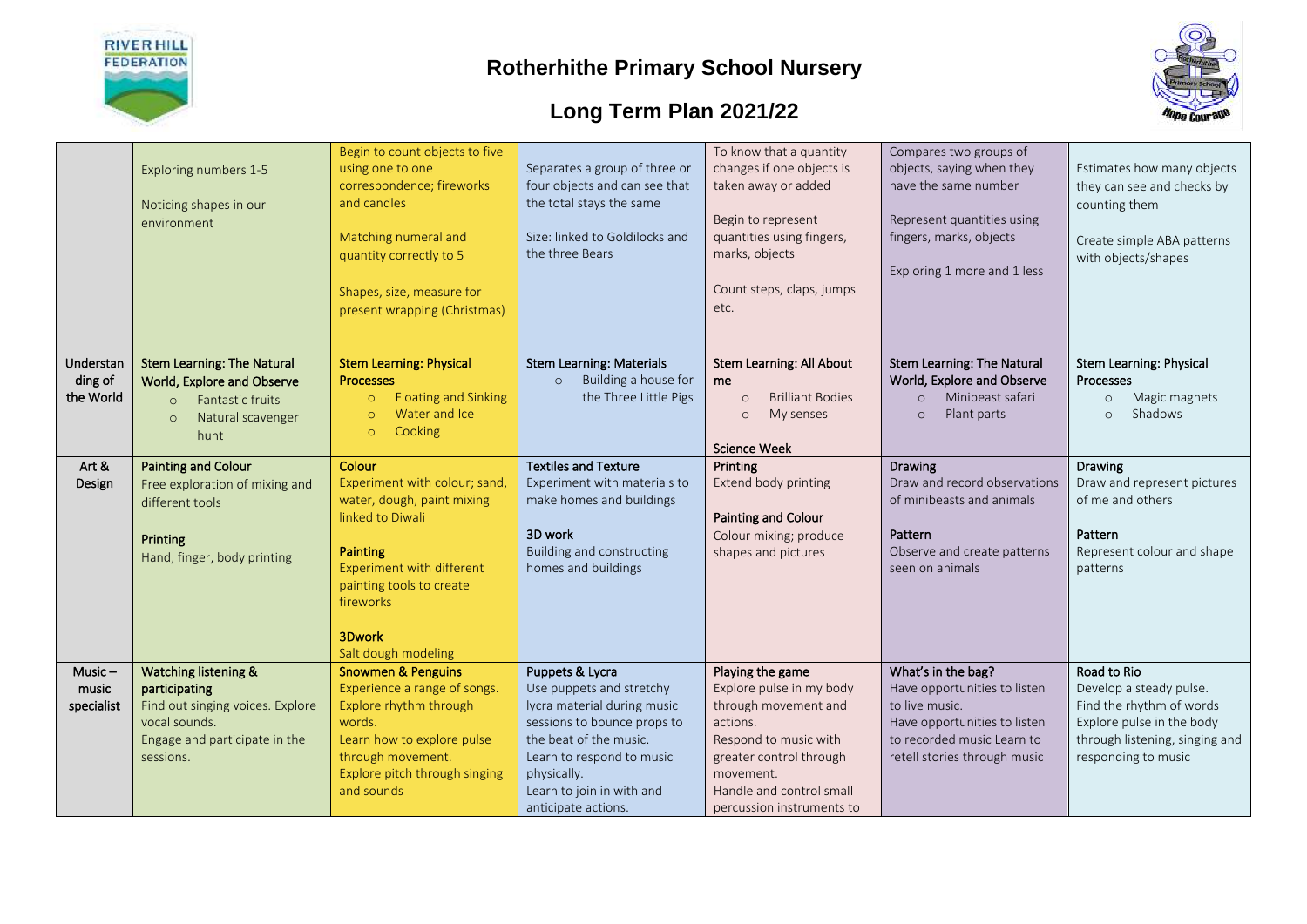# Rotherhithe Primary School Nursery

## Long Term Plan 2021/22

| | | | | | | |
|---|---|---|---|---|---|---|
| | Exploring numbers 1-5<br><br>Noticing shapes in our environment | Begin to count objects to five using one to one correspondence; fireworks and candles<br><br>Matching numeral and quantity correctly to 5<br><br>Shapes, size, measure for present wrapping (Christmas) | Separates a group of three or four objects and can see that the total stays the same<br><br>Size: linked to Goldilocks and the three Bears | To know that a quantity changes if one objects is taken away or added<br><br>Begin to represent quantities using fingers, marks, objects<br><br>Count steps, claps, jumps etc. | Compares two groups of objects, saying when they have the same number<br><br>Represent quantities using fingers, marks, objects<br><br>Exploring 1 more and 1 less | Estimates how many objects they can see and checks by counting them<br><br>Create simple ABA patterns with objects/shapes |
| Understanding of the World | **Stem Learning: The Natural World, Explore and Observe**<br>○ Fantastic fruits<br>○ Natural scavenger hunt | **Stem Learning: Physical Processes**<br>○ Floating and Sinking<br>○ Water and Ice<br>○ Cooking | **Stem Learning: Materials**<br>○ Building a house for the Three Little Pigs | **Stem Learning: All About me**<br>○ Brilliant Bodies<br>○ My senses<br><br>**Science Week** | **Stem Learning: The Natural World, Explore and Observe**<br>○ Minibeast safari<br>○ Plant parts | **Stem Learning: Physical Processes**<br>○ Magic magnets<br>○ Shadows |
| Art & Design | **Painting and Colour**<br>Free exploration of mixing and different tools<br><br>**Printing**<br>Hand, finger, body printing | **Colour**<br>Experiment with colour; sand, water, dough, paint mixing linked to Diwali<br><br>**Painting**<br>Experiment with different painting tools to create fireworks<br><br>**3Dwork**<br>Salt dough modeling | **Textiles and Texture**<br>Experiment with materials to make homes and buildings<br><br>**3D work**<br>Building and constructing homes and buildings | **Printing**<br>Extend body printing<br><br>**Painting and Colour**<br>Colour mixing; produce shapes and pictures | **Drawing**<br>Draw and record observations of minibeasts and animals<br><br>**Pattern**<br>Observe and create patterns seen on animals | **Drawing**<br>Draw and represent pictures of me and others<br><br>**Pattern**<br>Represent colour and shape patterns |
| Music – music specialist | **Watching listening & participating**<br>Find out singing voices. Explore vocal sounds.<br>Engage and participate in the sessions. | **Snowmen & Penguins**<br>Experience a range of songs.<br>Explore rhythm through words.<br>Learn how to explore pulse through movement.<br>Explore pitch through singing and sounds | **Puppets & Lycra**<br>Use puppets and stretchy lycra material during music sessions to bounce props to the beat of the music.<br>Learn to respond to music physically.<br>Learn to join in with and anticipate actions. | **Playing the game**<br>Explore pulse in my body through movement and actions.<br>Respond to music with greater control through movement.<br>Handle and control small percussion instruments to | **What's in the bag?**<br>Have opportunities to listen to live music.<br>Have opportunities to listen to recorded music Learn to retell stories through music | **Road to Rio**<br>Develop a steady pulse.<br>Find the rhythm of words<br>Explore pulse in the body through listening, singing and responding to music |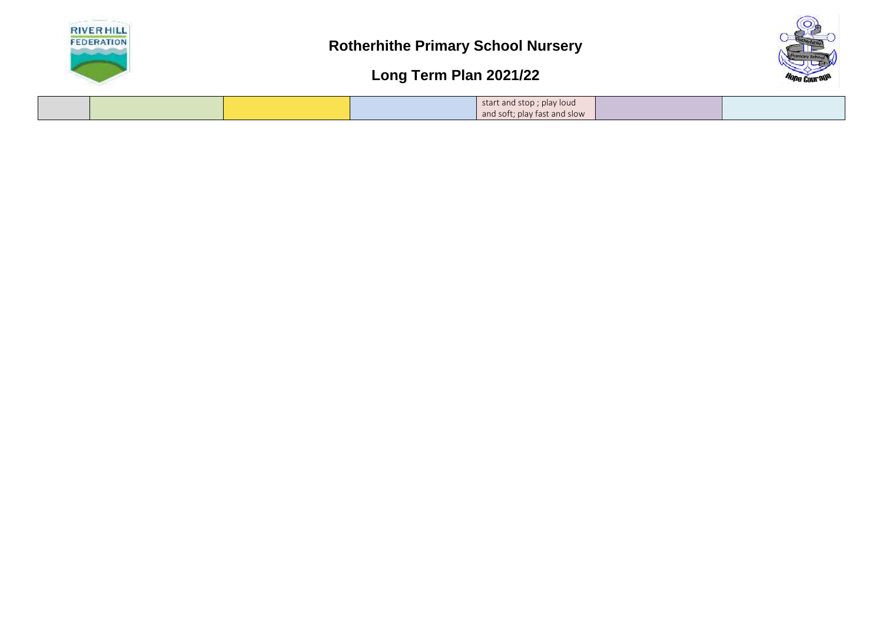## Rotherhithe Primary School Nursery

## Long Term Plan 2021/22

| | | | | | | |
|---|---|---|---|---|---|---|
| | | | | start and stop ; play loud and soft; play fast and slow | | |